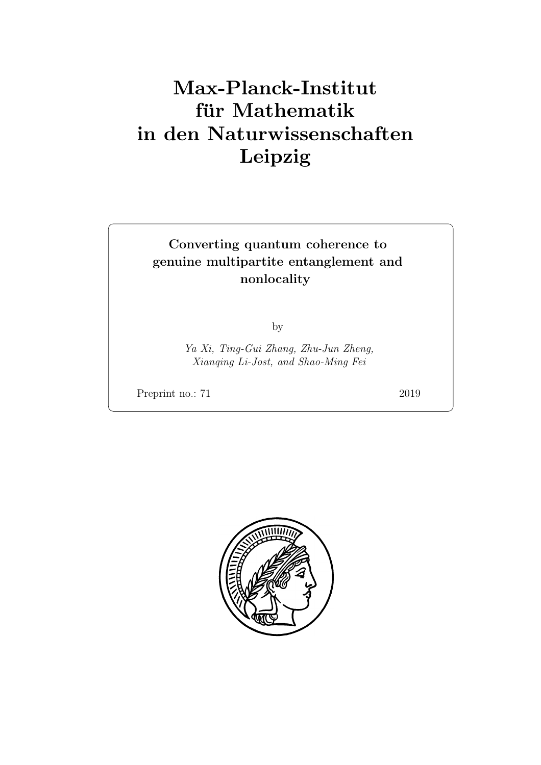# Max-Planck-Institut für Mathematik in den Naturwissenschaften Leipzig

**Converting quantum coherence to genuine multipartite entanglement and nonlocality**

by

*Ya Xi, Ting-Gui Zhang, Zhu-Jun Zheng, Xianqing Li-Jost, and Shao-Ming Fei*

Preprint no.: 71 2019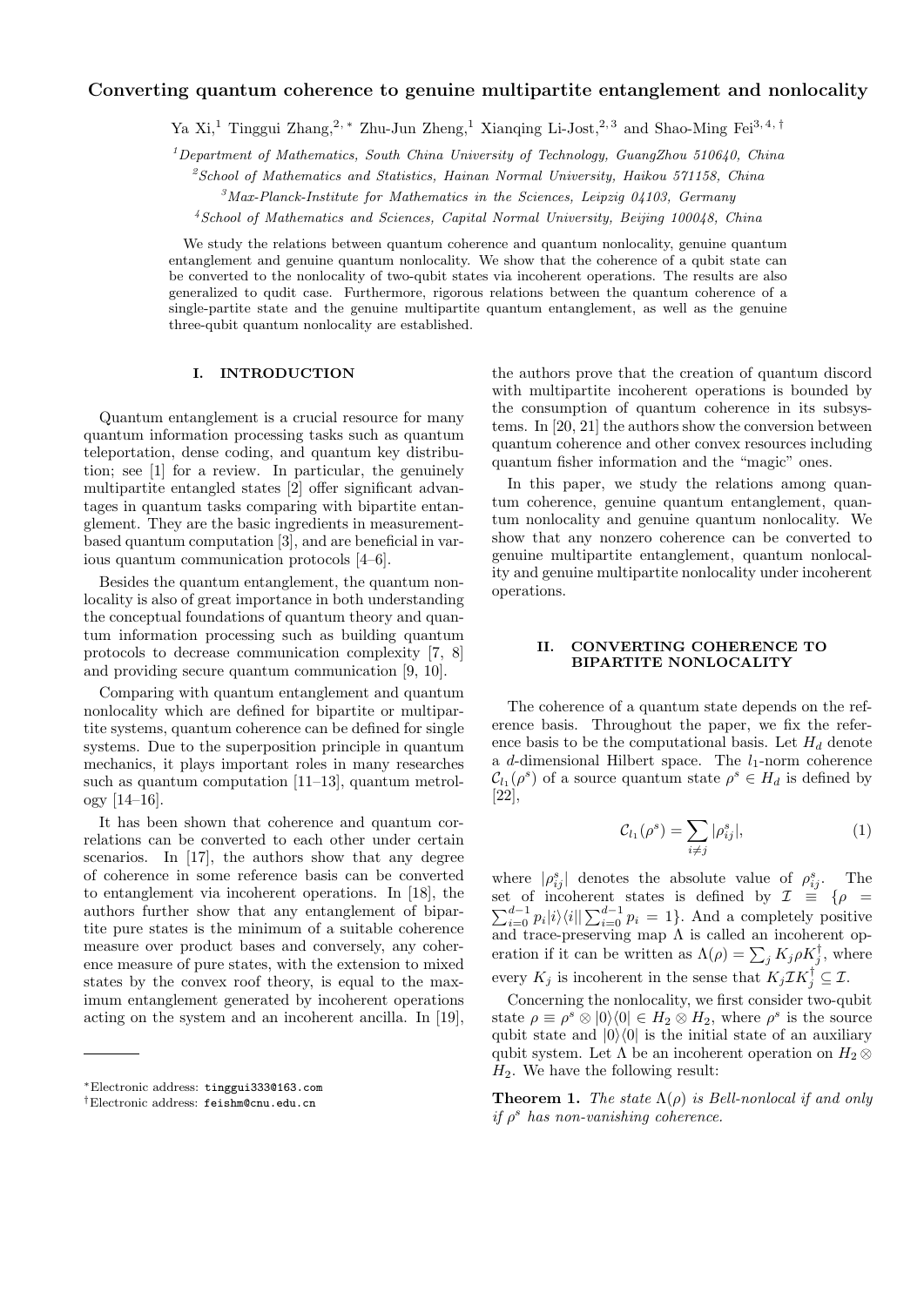# Converting quantum coherence to genuine multipartite entanglement and nonlocality

Ya Xi,[1] Tinggui Zhang,[2,*] Zhu-Jun Zheng,[1] Xianqing Li-Jost,[2,3] and Shao-Ming Fei[3,4,†]

[1]*Department of Mathematics, South China University of Technology, GuangZhou 510640, China*

[2]*School of Mathematics and Statistics, Hainan Normal University, Haikou 571158, China*

[3]*Max-Planck-Institute for Mathematics in the Sciences, Leipzig 04103, Germany*

[4]*School of Mathematics and Sciences, Capital Normal University, Beijing 100048, China*

We study the relations between quantum coherence and quantum nonlocality, genuine quantum entanglement and genuine quantum nonlocality. We show that the coherence of a qubit state can be converted to the nonlocality of two-qubit states via incoherent operations. The results are also generalized to qudit case. Furthermore, rigorous relations between the quantum coherence of a single-partite state and the genuine multipartite quantum entanglement, as well as the genuine three-qubit quantum nonlocality are established.

## I. INTRODUCTION

Quantum entanglement is a crucial resource for many quantum information processing tasks such as quantum teleportation, dense coding, and quantum key distribution; see [1] for a review. In particular, the genuinely multipartite entangled states [2] offer significant advantages in quantum tasks comparing with bipartite entanglement. They are the basic ingredients in measurement-based quantum computation [3], and are beneficial in various quantum communication protocols [4–6].

Besides the quantum entanglement, the quantum nonlocality is also of great importance in both understanding the conceptual foundations of quantum theory and quantum information processing such as building quantum protocols to decrease communication complexity [7, 8] and providing secure quantum communication [9, 10].

Comparing with quantum entanglement and quantum nonlocality which are defined for bipartite or multipartite systems, quantum coherence can be defined for single systems. Due to the superposition principle in quantum mechanics, it plays important roles in many researches such as quantum computation [11–13], quantum metrology [14–16].

It has been shown that coherence and quantum correlations can be converted to each other under certain scenarios. In [17], the authors show that any degree of coherence in some reference basis can be converted to entanglement via incoherent operations. In [18], the authors further show that any entanglement of bipartite pure states is the minimum of a suitable coherence measure over product bases and conversely, any coherence measure of pure states, with the extension to mixed states by the convex roof theory, is equal to the maximum entanglement generated by incoherent operations acting on the system and an incoherent ancilla. In [19], the authors prove that the creation of quantum discord with multipartite incoherent operations is bounded by the consumption of quantum coherence in its subsystems. In [20, 21] the authors show the conversion between quantum coherence and other convex resources including quantum fisher information and the "magic" ones.

In this paper, we study the relations among quantum coherence, genuine quantum entanglement, quantum nonlocality and genuine quantum nonlocality. We show that any nonzero coherence can be converted to genuine multipartite entanglement, quantum nonlocality and genuine multipartite nonlocality under incoherent operations.

## II. CONVERTING COHERENCE TO BIPARTITE NONLOCALITY

The coherence of a quantum state depends on the reference basis. Throughout the paper, we fix the reference basis to be the computational basis. Let $H_d$ denote a $d$-dimensional Hilbert space. The $l_1$-norm coherence $\mathcal{C}_{l_1}(\rho^s)$ of a source quantum state $\rho^s \in H_d$ is defined by [22],

$$\mathcal{C}_{l_1}(\rho^s) = \sum_{i\neq j} |\rho^s_{ij}|, \tag{1}$$

where $|\rho^s_{ij}|$ denotes the absolute value of $\rho^s_{ij}$. The set of incoherent states is defined by $\mathcal{I} \equiv \{\rho = \sum_{i=0}^{d-1} p_i |i\rangle\langle i| | \sum_{i=0}^{d-1} p_i = 1\}$. And a completely positive and trace-preserving map $\Lambda$ is called an incoherent operation if it can be written as $\Lambda(\rho) = \sum_j K_j \rho K_j^\dagger$, where every $K_j$ is incoherent in the sense that $K_j \mathcal{I} K_j^\dagger \subseteq \mathcal{I}$.

Concerning the nonlocality, we first consider two-qubit state $\rho \equiv \rho^s \otimes |0\rangle\langle 0| \in H_2 \otimes H_2$, where $\rho^s$ is the source qubit state and $|0\rangle\langle 0|$ is the initial state of an auxiliary qubit system. Let $\Lambda$ be an incoherent operation on $H_2 \otimes H_2$. We have the following result:

**Theorem 1.** *The state $\Lambda(\rho)$ is Bell-nonlocal if and only if $\rho^s$ has non-vanishing coherence.*

---

*Electronic address: tinggui333@163.com

†Electronic address: feishm@cnu.edu.cn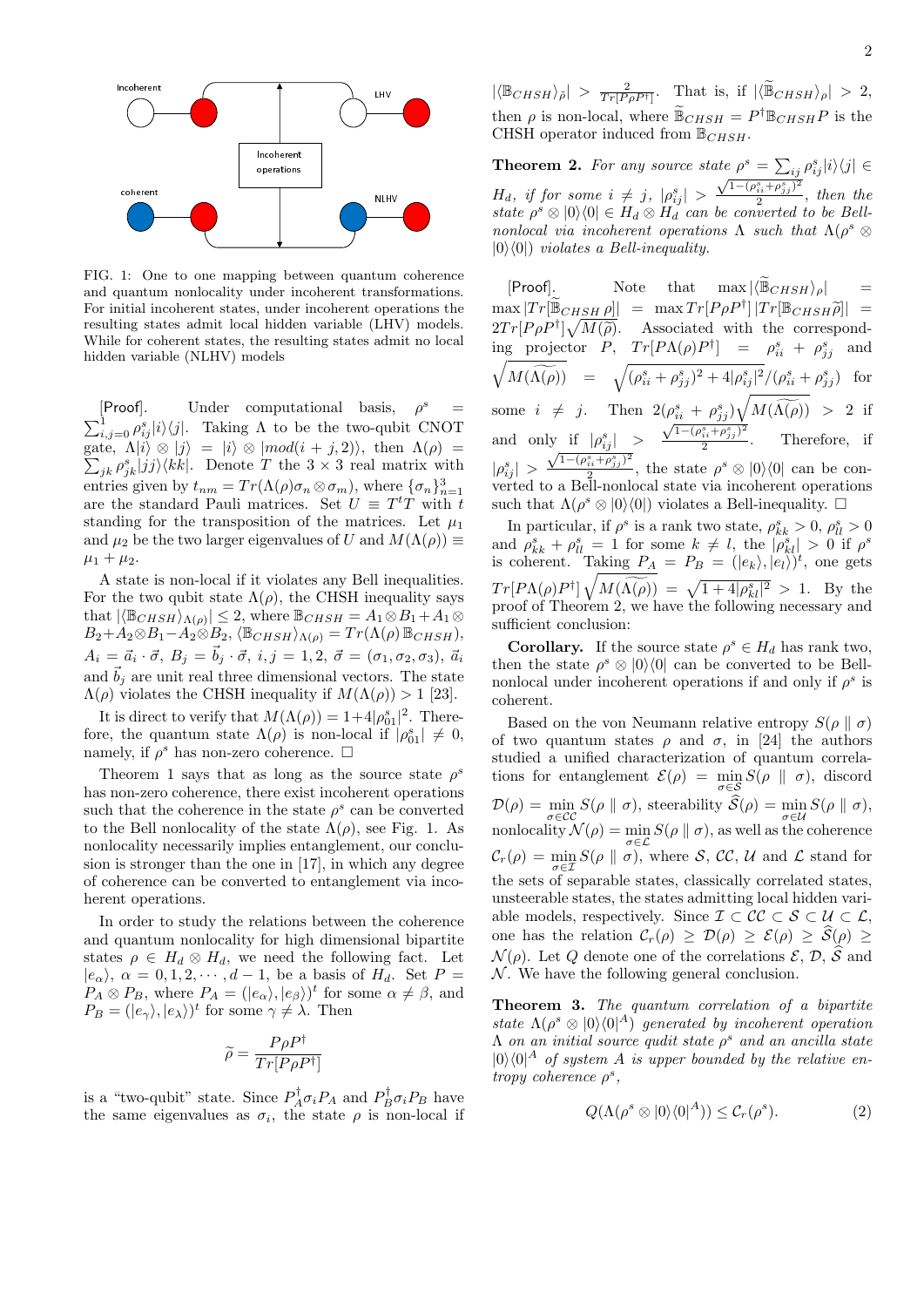FIG. 1: One to one mapping between quantum coherence and quantum nonlocality under incoherent transformations. For initial incoherent states, under incoherent operations the resulting states admit local hidden variable (LHV) models. While for coherent states, the resulting states admit no local hidden variable (NLHV) models

[Proof]. Under computational basis, $\rho^s = \sum_{i,j=0}^{1}\rho^s_{ij}|i\rangle\langle j|$. Taking $\Lambda$ to be the two-qubit CNOT gate, $\Lambda|i\rangle\otimes|j\rangle = |i\rangle\otimes|mod(i+j,2)\rangle$, then $\Lambda(\rho) = \sum_{jk}\rho^s_{jk}|jj\rangle\langle kk|$. Denote $T$ the $3\times 3$ real matrix with entries given by $t_{nm} = Tr(\Lambda(\rho)\sigma_n\otimes\sigma_m)$, where $\{\sigma_n\}_{n=1}^3$ are the standard Pauli matrices. Set $U \equiv T^t T$ with $t$ standing for the transposition of the matrices. Let $\mu_1$ and $\mu_2$ be the two larger eigenvalues of $U$ and $M(\Lambda(\rho)) \equiv \mu_1+\mu_2$.

A state is non-local if it violates any Bell inequalities. For the two qubit state $\Lambda(\rho)$, the CHSH inequality says that $|\langle\mathbb{B}_{CHSH}\rangle_{\Lambda(\rho)}| \le 2$, where $\mathbb{B}_{CHSH} = A_1\otimes B_1 + A_1\otimes B_2 + A_2\otimes B_1 - A_2\otimes B_2$, $\langle\mathbb{B}_{CHSH}\rangle_{\Lambda(\rho)} = Tr(\Lambda(\rho)\,\mathbb{B}_{CHSH})$, $A_i = \vec{a}_i\cdot\vec{\sigma}$, $B_j = \vec{b}_j\cdot\vec{\sigma}$, $i,j=1,2$, $\vec{\sigma} = (\sigma_1,\sigma_2,\sigma_3)$, $\vec{a}_i$ and $\vec{b}_j$ are unit real three dimensional vectors. The state $\Lambda(\rho)$ violates the CHSH inequality if $M(\Lambda(\rho)) > 1$ [23].

It is direct to verify that $M(\Lambda(\rho)) = 1+4|\rho^s_{01}|^2$. Therefore, the quantum state $\Lambda(\rho)$ is non-local if $|\rho^s_{01}| \neq 0$, namely, if $\rho^s$ has non-zero coherence. $\Box$

Theorem 1 says that as long as the source state $\rho^s$ has non-zero coherence, there exist incoherent operations such that the coherence in the state $\rho^s$ can be converted to the Bell nonlocality of the state $\Lambda(\rho)$, see Fig. 1. As nonlocality necessarily implies entanglement, our conclusion is stronger than the one in [17], in which any degree of coherence can be converted to entanglement via incoherent operations.

In order to study the relations between the coherence and quantum nonlocality for high dimensional bipartite states $\rho \in H_d\otimes H_d$, we need the following fact. Let $|e_\alpha\rangle$, $\alpha = 0,1,2,\cdots,d-1$, be a basis of $H_d$. Set $P = P_A\otimes P_B$, where $P_A = (|e_\alpha\rangle, |e_\beta\rangle)^t$ for some $\alpha\neq\beta$, and $P_B = (|e_\gamma\rangle, |e_\lambda\rangle)^t$ for some $\gamma\neq\lambda$. Then

$$\widetilde{\rho} = \frac{P\rho P^\dagger}{Tr[P\rho P^\dagger]}$$

is a "two-qubit" state. Since $P_A^\dagger\sigma_i P_A$ and $P_B^\dagger\sigma_i P_B$ have the same eigenvalues as $\sigma_i$, the state $\rho$ is non-local if $|\langle\mathbb{B}_{CHSH}\rangle_{\widetilde{\rho}}| > \frac{2}{Tr[P\rho P^\dagger]}$. That is, if $|\langle\widetilde{\mathbb{B}}_{CHSH}\rangle_\rho| > 2$, then $\rho$ is non-local, where $\widetilde{\mathbb{B}}_{CHSH} = P^\dagger\mathbb{B}_{CHSH}P$ is the CHSH operator induced from $\mathbb{B}_{CHSH}$.

**Theorem 2.** *For any source state $\rho^s = \sum_{ij}\rho^s_{ij}|i\rangle\langle j| \in H_d$, if for some $i\neq j$, $|\rho^s_{ij}| > \frac{\sqrt{1-(\rho^s_{ii}+\rho^s_{jj})^2}}{2}$, then the state $\rho^s\otimes|0\rangle\langle 0| \in H_d\otimes H_d$ can be converted to be Bell-nonlocal via incoherent operations $\Lambda$ such that $\Lambda(\rho^s\otimes|0\rangle\langle 0|)$ violates a Bell-inequality.*

[Proof]. Note that $\max|\langle\widetilde{\mathbb{B}}_{CHSH}\rangle_\rho| = \max|Tr[\widetilde{\mathbb{B}}_{CHSH}\,\rho]| = \max Tr[P\rho P^\dagger]\,|Tr[\mathbb{B}_{CHSH}\widetilde{\rho}]| = 2Tr[P\rho P^\dagger]\sqrt{M(\widetilde{\rho})}$. Associated with the corresponding projector $P$, $Tr[P\Lambda(\rho)P^\dagger] = \rho^s_{ii}+\rho^s_{jj}$ and $\sqrt{M(\widetilde{\Lambda(\rho)})} = \sqrt{(\rho^s_{ii}+\rho^s_{jj})^2 + 4|\rho^s_{ij}|^2}/(\rho^s_{ii}+\rho^s_{jj})$ for some $i\neq j$. Then $2(\rho^s_{ii}+\rho^s_{jj})\sqrt{M(\widetilde{\Lambda(\rho)})} > 2$ if and only if $|\rho^s_{ij}| > \frac{\sqrt{1-(\rho^s_{ii}+\rho^s_{jj})^2}}{2}$. Therefore, if $|\rho^s_{ij}| > \frac{\sqrt{1-(\rho^s_{ii}+\rho^s_{jj})^2}}{2}$, the state $\rho^s\otimes|0\rangle\langle 0|$ can be converted to a Bell-nonlocal state via incoherent operations such that $\Lambda(\rho^s\otimes|0\rangle\langle 0|)$ violates a Bell-inequality. $\Box$

In particular, if $\rho^s$ is a rank two state, $\rho^s_{kk} > 0$, $\rho^s_{ll} > 0$ and $\rho^s_{kk}+\rho^s_{ll} = 1$ for some $k\neq l$, the $|\rho^s_{kl}| > 0$ if $\rho^s$ is coherent. Taking $P_A = P_B = (|e_k\rangle, |e_l\rangle)^t$, one gets $Tr[P\Lambda(\rho)P^\dagger]\sqrt{M(\widetilde{\Lambda(\rho)})} = \sqrt{1+4|\rho^s_{kl}|^2} > 1$. By the proof of Theorem 2, we have the following necessary and sufficient conclusion:

**Corollary.** If the source state $\rho^s \in H_d$ has rank two, then the state $\rho^s\otimes|0\rangle\langle 0|$ can be converted to be Bell-nonlocal under incoherent operations if and only if $\rho^s$ is coherent.

Based on the von Neumann relative entropy $S(\rho\parallel\sigma)$ of two quantum states $\rho$ and $\sigma$, in [24] the authors studied a unified characterization of quantum correlations for entanglement $\mathcal{E}(\rho) = \min_{\sigma\in\mathcal{S}} S(\rho\parallel\sigma)$, discord $\mathcal{D}(\rho) = \min_{\sigma\in\mathcal{CC}} S(\rho\parallel\sigma)$, steerability $\widehat{\mathcal{S}}(\rho) = \min_{\sigma\in\mathcal{U}} S(\rho\parallel\sigma)$, nonlocality $\mathcal{N}(\rho) = \min_{\sigma\in\mathcal{L}} S(\rho\parallel\sigma)$, as well as the coherence $\mathcal{C}_r(\rho) = \min_{\sigma\in\mathcal{I}} S(\rho\parallel\sigma)$, where $\mathcal{S}$, $\mathcal{CC}$, $\mathcal{U}$ and $\mathcal{L}$ stand for the sets of separable states, classically correlated states, unsteerable states, the states admitting local hidden variable models, respectively. Since $\mathcal{I}\subset\mathcal{CC}\subset\mathcal{S}\subset\mathcal{U}\subset\mathcal{L}$, one has the relation $\mathcal{C}_r(\rho)\ge\mathcal{D}(\rho)\ge\mathcal{E}(\rho)\ge\widehat{\mathcal{S}}(\rho)\ge\mathcal{N}(\rho)$. Let $Q$ denote one of the correlations $\mathcal{E}$, $\mathcal{D}$, $\widehat{\mathcal{S}}$ and $\mathcal{N}$. We have the following general conclusion.

**Theorem 3.** *The quantum correlation of a bipartite state $\Lambda(\rho^s\otimes|0\rangle\langle 0|^A)$ generated by incoherent operation $\Lambda$ on an initial source qudit state $\rho^s$ and an ancilla state $|0\rangle\langle 0|^A$ of system $A$ is upper bounded by the relative entropy coherence $\rho^s$,*

$$Q(\Lambda(\rho^s\otimes|0\rangle\langle 0|^A)) \le \mathcal{C}_r(\rho^s). \tag{2}$$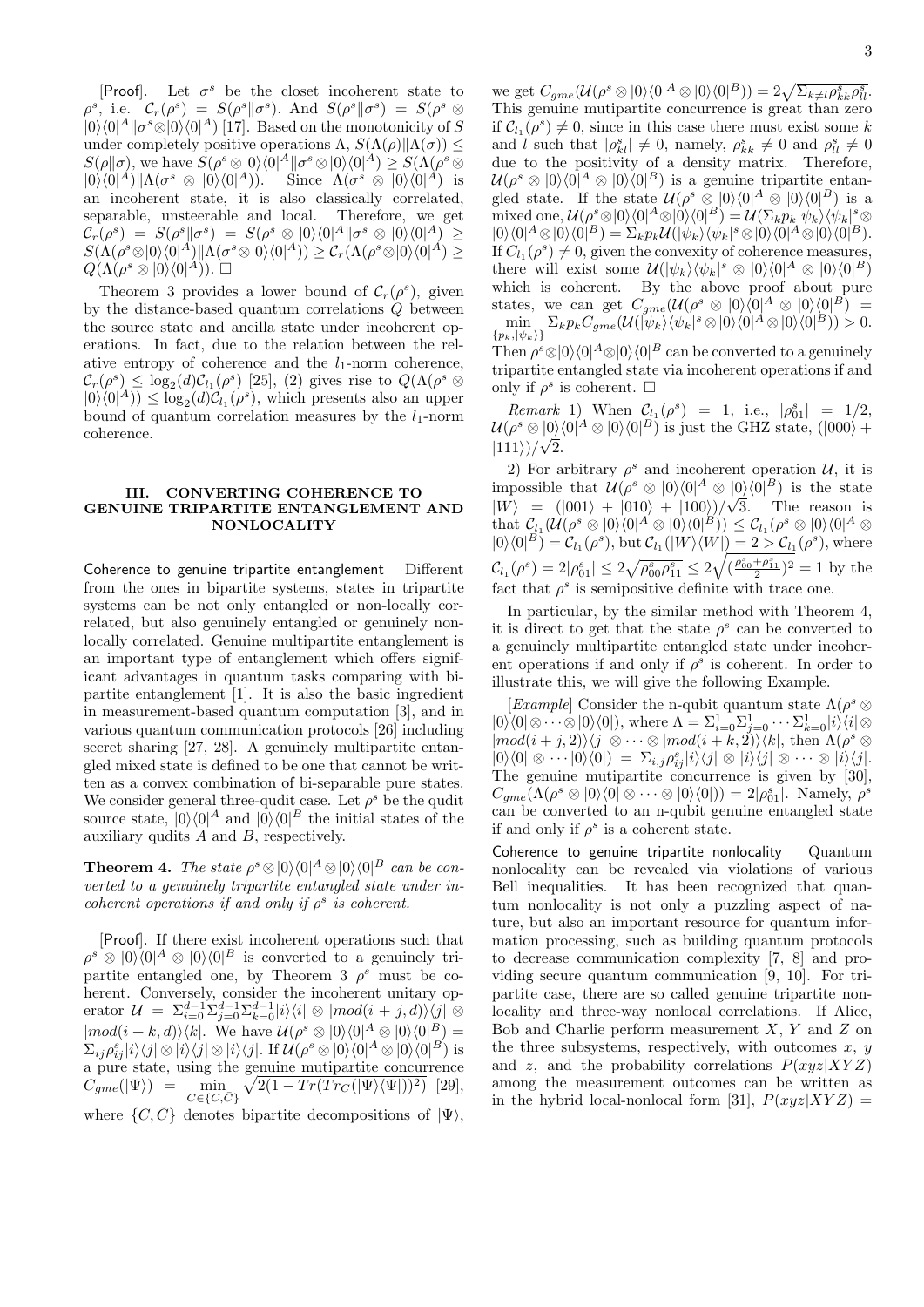[Proof]. Let $\sigma^s$ be the closet incoherent state to $\rho^s$, i.e. $\mathcal{C}_r(\rho^s) = S(\rho^s\|\sigma^s)$. And $S(\rho^s\|\sigma^s) = S(\rho^s \otimes |0\rangle\langle 0|^A \| \sigma^s \otimes |0\rangle\langle 0|^A)$ [17]. Based on the monotonicity of $S$ under completely positive operations $\Lambda$, $S(\Lambda(\rho)\|\Lambda(\sigma)) \leq S(\rho\|\sigma)$, we have $S(\rho^s \otimes |0\rangle\langle 0|^A \| \sigma^s \otimes |0\rangle\langle 0|^A) \geq S(\Lambda(\rho^s \otimes |0\rangle\langle 0|^A)\|\Lambda(\sigma^s \otimes |0\rangle\langle 0|^A))$. Since $\Lambda(\sigma^s \otimes |0\rangle\langle 0|^A)$ is an incoherent state, it is also classically correlated, separable, unsteerable and local. Therefore, we get $\mathcal{C}_r(\rho^s) = S(\rho^s\|\sigma^s) = S(\rho^s \otimes |0\rangle\langle 0|^A \| \sigma^s \otimes |0\rangle\langle 0|^A) \geq S(\Lambda(\rho^s \otimes |0\rangle\langle 0|^A)\|\Lambda(\sigma^s \otimes |0\rangle\langle 0|^A)) \geq \mathcal{C}_r(\Lambda(\rho^s \otimes |0\rangle\langle 0|^A) \geq Q(\Lambda(\rho^s \otimes |0\rangle\langle 0|^A))$. □

Theorem 3 provides a lower bound of $\mathcal{C}_r(\rho^s)$, given by the distance-based quantum correlations $Q$ between the source state and ancilla state under incoherent operations. In fact, due to the relation between the relative entropy of coherence and the $l_1$-norm coherence, $\mathcal{C}_r(\rho^s) \leq \log_2(d)\mathcal{C}_{l_1}(\rho^s)$ [25], (2) gives rise to $Q(\Lambda(\rho^s \otimes |0\rangle\langle 0|^A)) \leq \log_2(d)\mathcal{C}_{l_1}(\rho^s)$, which presents also an upper bound of quantum correlation measures by the $l_1$-norm coherence.

## III. CONVERTING COHERENCE TO GENUINE TRIPARTITE ENTANGLEMENT AND NONLOCALITY

**Coherence to genuine tripartite entanglement** Different from the ones in bipartite systems, states in tripartite systems can be not only entangled or non-locally correlated, but also genuinely entangled or genuinely nonlocally correlated. Genuine multipartite entanglement is an important type of entanglement which offers significant advantages in quantum tasks comparing with bipartite entanglement [1]. It is also the basic ingredient in measurement-based quantum computation [3], and in various quantum communication protocols [26] including secret sharing [27, 28]. A genuinely multipartite entangled mixed state is defined to be one that cannot be written as a convex combination of bi-separable pure states. We consider general three-qudit case. Let $\rho^s$ be the qudit source state, $|0\rangle\langle 0|^A$ and $|0\rangle\langle 0|^B$ the initial states of the auxiliary qudits $A$ and $B$, respectively.

**Theorem 4.** *The state $\rho^s \otimes |0\rangle\langle 0|^A \otimes |0\rangle\langle 0|^B$ can be converted to a genuinely tripartite entangled state under incoherent operations if and only if $\rho^s$ is coherent.*

[Proof]. If there exist incoherent operations such that $\rho^s \otimes |0\rangle\langle 0|^A \otimes |0\rangle\langle 0|^B$ is converted to a genuinely tripartite entangled one, by Theorem 3 $\rho^s$ must be coherent. Conversely, consider the incoherent unitary operator $\mathcal{U} = \Sigma_{i=0}^{d-1}\Sigma_{j=0}^{d-1}\Sigma_{k=0}^{d-1}|i\rangle\langle i| \otimes |mod(i+j,d)\rangle\langle j| \otimes |mod(i+k,d)\rangle\langle k|$. We have $\mathcal{U}(\rho^s \otimes |0\rangle\langle 0|^A \otimes |0\rangle\langle 0|^B) = \Sigma_{ij}\rho^s_{ij}|i\rangle\langle j| \otimes |i\rangle\langle j| \otimes |i\rangle\langle j|$. If $\mathcal{U}(\rho^s \otimes |0\rangle\langle 0|^A \otimes |0\rangle\langle 0|^B)$ is a pure state, using the genuine mutipartite concurrence $C_{gme}(|\Psi\rangle) = \min\limits_{C \in \{C,\bar{C}\}} \sqrt{2(1 - Tr(Tr_C(|\Psi\rangle\langle\Psi|))^2)}$ [29], where $\{C, \bar{C}\}$ denotes bipartite decompositions of $|\Psi\rangle$, we get $C_{gme}(\mathcal{U}(\rho^s \otimes |0\rangle\langle 0|^A \otimes |0\rangle\langle 0|^B)) = 2\sqrt{\Sigma_{k\neq l}\rho^s_{kk}\rho^s_{ll}}$. This genuine mutipartite concurrence is great than zero if $\mathcal{C}_{l_1}(\rho^s) \neq 0$, since in this case there must exist some $k$ and $l$ such that $|\rho^s_{kl}| \neq 0$, namely, $\rho^s_{kk} \neq 0$ and $\rho^s_{ll} \neq 0$ due to the positivity of a density matrix. Therefore, $\mathcal{U}(\rho^s \otimes |0\rangle\langle 0|^A \otimes |0\rangle\langle 0|^B)$ is a genuine tripartite entangled state. If the state $\mathcal{U}(\rho^s \otimes |0\rangle\langle 0|^A \otimes |0\rangle\langle 0|^B)$ is a mixed one, $\mathcal{U}(\rho^s \otimes |0\rangle\langle 0|^A \otimes |0\rangle\langle 0|^B) = \mathcal{U}(\Sigma_k p_k|\psi_k\rangle\langle\psi_k|^s \otimes |0\rangle\langle 0|^A \otimes |0\rangle\langle 0|^B) = \Sigma_k p_k\mathcal{U}(|\psi_k\rangle\langle\psi_k|^s \otimes |0\rangle\langle 0|^A \otimes |0\rangle\langle 0|^B)$. If $C_{l_1}(\rho^s) \neq 0$, given the convexity of coherence measures, there will exist some $\mathcal{U}(|\psi_k\rangle\langle\psi_k|^s \otimes |0\rangle\langle 0|^A \otimes |0\rangle\langle 0|^B)$ which is coherent. By the above proof about pure states, we can get $C_{gme}(\mathcal{U}(\rho^s \otimes |0\rangle\langle 0|^A \otimes |0\rangle\langle 0|^B) = \min\limits_{\{p_k,|\psi_k\rangle\}} \Sigma_k p_k C_{gme}(\mathcal{U}(|\psi_k\rangle\langle\psi_k|^s \otimes |0\rangle\langle 0|^A \otimes |0\rangle\langle 0|^B)) > 0$. Then $\rho^s \otimes |0\rangle\langle 0|^A \otimes |0\rangle\langle 0|^B$ can be converted to a genuinely tripartite entangled state via incoherent operations if and only if $\rho^s$ is coherent. □

*Remark* 1) When $\mathcal{C}_{l_1}(\rho^s) = 1$, i.e., $|\rho^s_{01}| = 1/2$, $\mathcal{U}(\rho^s \otimes |0\rangle\langle 0|^A \otimes |0\rangle\langle 0|^B)$ is just the GHZ state, $(|000\rangle + |111\rangle)/\sqrt{2}$.

2) For arbitrary $\rho^s$ and incoherent operation $\mathcal{U}$, it is impossible that $\mathcal{U}(\rho^s \otimes |0\rangle\langle 0|^A \otimes |0\rangle\langle 0|^B)$ is the state $|W\rangle = (|001\rangle + |010\rangle + |100\rangle)/\sqrt{3}$. The reason is that $\mathcal{C}_{l_1}(\mathcal{U}(\rho^s \otimes |0\rangle\langle 0|^A \otimes |0\rangle\langle 0|^B)) \leq \mathcal{C}_{l_1}(\rho^s \otimes |0\rangle\langle 0|^A \otimes |0\rangle\langle 0|^B) = \mathcal{C}_{l_1}(\rho^s)$, but $\mathcal{C}_{l_1}(|W\rangle\langle W|) = 2 > \mathcal{C}_{l_1}(\rho^s)$, where $\mathcal{C}_{l_1}(\rho^s) = 2|\rho^s_{01}| \leq 2\sqrt{\rho^s_{00}\rho^s_{11}} \leq 2\sqrt{(\frac{\rho^s_{00}+\rho^s_{11}}{2})^2} = 1$ by the fact that $\rho^s$ is semipositive definite with trace one.

In particular, by the similar method with Theorem 4, it is direct to get that the state $\rho^s$ can be converted to a genuinely multipartite entangled state under incoherent operations if and only if $\rho^s$ is coherent. In order to illustrate this, we will give the following Example.

[*Example*] Consider the n-qubit quantum state $\Lambda(\rho^s \otimes |0\rangle\langle 0| \otimes \cdots \otimes |0\rangle\langle 0|)$, where $\Lambda = \Sigma_{i=0}^1\Sigma_{j=0}^1 \cdots \Sigma_{k=0}^1 |i\rangle\langle i| \otimes |mod(i+j,2)\rangle\langle j| \otimes \cdots \otimes |mod(i+k,2)\rangle\langle k|$, then $\Lambda(\rho^s \otimes |0\rangle\langle 0| \otimes \cdots |0\rangle\langle 0|) = \Sigma_{i,j}\rho^s_{ij}|i\rangle\langle j| \otimes |i\rangle\langle j| \otimes \cdots \otimes |i\rangle\langle j|$. The genuine mutipartite concurrence is given by [30], $C_{gme}(\Lambda(\rho^s \otimes |0\rangle\langle 0| \otimes \cdots \otimes |0\rangle\langle 0|)) = 2|\rho^s_{01}|$. Namely, $\rho^s$ can be converted to an n-qubit genuine entangled state if and only if $\rho^s$ is a coherent state.

**Coherence to genuine tripartite nonlocality** Quantum nonlocality can be revealed via violations of various Bell inequalities. It has been recognized that quantum nonlocality is not only a puzzling aspect of nature, but also an important resource for quantum information processing, such as building quantum protocols to decrease communication complexity [7, 8] and providing secure quantum communication [9, 10]. For tripartite case, there are so called genuine tripartite nonlocality and three-way nonlocal correlations. If Alice, Bob and Charlie perform measurement $X$, $Y$ and $Z$ on the three subsystems, respectively, with outcomes $x$, $y$ and $z$, and the probability correlations $P(xyz|XYZ)$ among the measurement outcomes can be written as in the hybrid local-nonlocal form [31], $P(xyz|XYZ) =$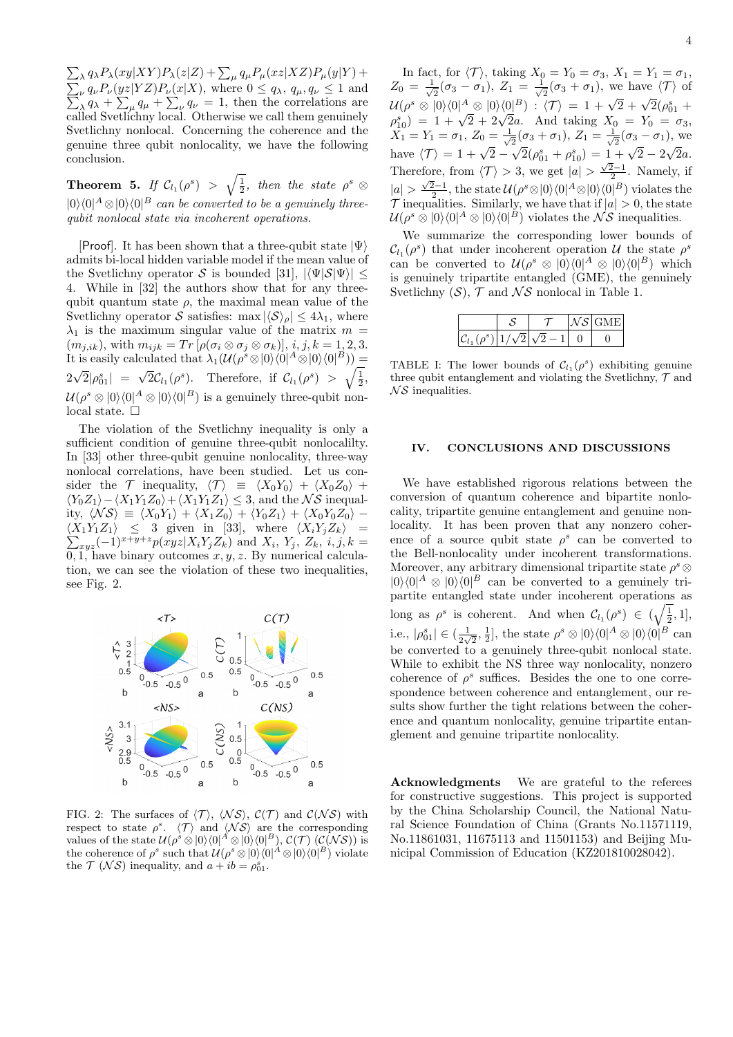$\sum_\lambda q_\lambda P_\lambda(xy|XY)P_\lambda(z|Z) + \sum_\mu q_\mu P_\mu(xz|XZ)P_\mu(y|Y) + \sum_\nu q_\nu P_\nu(yz|YZ)P_\nu(x|X)$, where $0 \le q_\lambda,\ q_\mu, q_\nu \le 1$ and $\sum_\lambda q_\lambda + \sum_\mu q_\mu + \sum_\nu q_\nu = 1$, then the correlations are called Svetlichny local. Otherwise we call them genuinely Svetlichny nonlocal. Concerning the coherence and the genuine three qubit nonlocality, we have the following conclusion.

**Theorem 5.** *If $\mathcal{C}_{l_1}(\rho^s) > \sqrt{\frac{1}{2}}$, then the state $\rho^s \otimes |0\rangle\langle 0|^A \otimes |0\rangle\langle 0|^B$ can be converted to be a genuinely three-qubit nonlocal state via incoherent operations.*

[Proof]. It has been shown that a three-qubit state $|\Psi\rangle$ admits bi-local hidden variable model if the mean value of the Svetlichny operator $\mathcal{S}$ is bounded [31], $|\langle\Psi|\mathcal{S}|\Psi\rangle| \le 4$. While in [32] the authors show that for any three-qubit quantum state $\rho$, the maximal mean value of the Svetlichny operator $\mathcal{S}$ satisfies: $\max|\langle\mathcal{S}\rangle_\rho| \le 4\lambda_1$, where $\lambda_1$ is the maximum singular value of the matrix $m = (m_{j,ik})$, with $m_{ijk} = Tr\left[\rho(\sigma_i \otimes \sigma_j \otimes \sigma_k)\right]$, $i,j,k = 1,2,3$. It is easily calculated that $\lambda_1(\mathcal{U}(\rho^s \otimes |0\rangle\langle 0|^A \otimes |0\rangle\langle 0|^B)) = 2\sqrt{2}|\rho^s_{01}| = \sqrt{2}\mathcal{C}_{l_1}(\rho^s)$. Therefore, if $\mathcal{C}_{l_1}(\rho^s) > \sqrt{\frac{1}{2}}$, $\mathcal{U}(\rho^s \otimes |0\rangle\langle 0|^A \otimes |0\rangle\langle 0|^B)$ is a genuinely three-qubit nonlocal state. $\Box$

The violation of the Svetlichny inequality is only a sufficient condition of genuine three-qubit nonlocalilty. In [33] other three-qubit genuine nonlocality, three-way nonlocal correlations, have been studied. Let us consider the $\mathcal{T}$ inequality, $\langle\mathcal{T}\rangle \equiv \langle X_0Y_0\rangle + \langle X_0Z_0\rangle + \langle Y_0Z_1\rangle - \langle X_1Y_1Z_0\rangle + \langle X_1Y_1Z_1\rangle \le 3$, and the $\mathcal{NS}$ inequality, $\langle\mathcal{NS}\rangle \equiv \langle X_0Y_1\rangle + \langle X_1Z_0\rangle + \langle Y_0Z_1\rangle + \langle X_0Y_0Z_0\rangle - \langle X_1Y_1Z_1\rangle \le 3$ given in [33], where $\langle X_iY_jZ_k\rangle = \sum_{xyz}(-1)^{x+y+z}p(xyz|X_iY_jZ_k)$ and $X_i$, $Y_j$, $Z_k$, $i,j,k = 0,1$, have binary outcomes $x,y,z$. By numerical calculation, we can see the violation of these two inequalities, see Fig. 2.

FIG. 2: The surfaces of $\langle\mathcal{T}\rangle$, $\langle\mathcal{NS}\rangle$, $\mathcal{C}(\mathcal{T})$ and $\mathcal{C}(\mathcal{NS})$ with respect to state $\rho^s$. $\langle\mathcal{T}\rangle$ and $\langle\mathcal{NS}\rangle$ are the corresponding values of the state $\mathcal{U}(\rho^s \otimes |0\rangle\langle 0|^A \otimes |0\rangle\langle 0|^B)$, $\mathcal{C}(\mathcal{T})$ ($\mathcal{C}(\mathcal{NS})$) is the coherence of $\rho^s$ such that $\mathcal{U}(\rho^s \otimes |0\rangle\langle 0|^A \otimes |0\rangle\langle 0|^B)$ violate the $\mathcal{T}$ ($\mathcal{NS}$) inequality, and $a + ib = \rho^s_{01}$.

In fact, for $\langle\mathcal{T}\rangle$, taking $X_0 = Y_0 = \sigma_3$, $X_1 = Y_1 = \sigma_1$, $Z_0 = \frac{1}{\sqrt{2}}(\sigma_3 - \sigma_1)$, $Z_1 = \frac{1}{\sqrt{2}}(\sigma_3 + \sigma_1)$, we have $\langle\mathcal{T}\rangle$ of $\mathcal{U}(\rho^s \otimes |0\rangle\langle 0|^A \otimes |0\rangle\langle 0|^B)$ : $\langle\mathcal{T}\rangle = 1 + \sqrt{2} + \sqrt{2}(\rho^s_{01} + \rho^s_{10}) = 1 + \sqrt{2} + 2\sqrt{2}a$. And taking $X_0 = Y_0 = \sigma_3$, $X_1 = Y_1 = \sigma_1$, $Z_0 = \frac{1}{\sqrt{2}}(\sigma_3 + \sigma_1)$, $Z_1 = \frac{1}{\sqrt{2}}(\sigma_3 - \sigma_1)$, we have $\langle\mathcal{T}\rangle = 1 + \sqrt{2} - \sqrt{2}(\rho^s_{01} + \rho^s_{10}) = 1 + \sqrt{2} - 2\sqrt{2}a$. Therefore, from $\langle\mathcal{T}\rangle > 3$, we get $|a| > \frac{\sqrt{2}-1}{2}$. Namely, if $|a| > \frac{\sqrt{2}-1}{2}$, the state $\mathcal{U}(\rho^s \otimes |0\rangle\langle 0|^A \otimes |0\rangle\langle 0|^B)$ violates the $\mathcal{T}$ inequalities. Similarly, we have that if $|a| > 0$, the state $\mathcal{U}(\rho^s \otimes |0\rangle\langle 0|^A \otimes |0\rangle\langle 0|^B)$ violates the $\mathcal{NS}$ inequalities.

We summarize the corresponding lower bounds of $\mathcal{C}_{l_1}(\rho^s)$ that under incoherent operation $\mathcal{U}$ the state $\rho^s$ can be converted to $\mathcal{U}(\rho^s \otimes |0\rangle\langle 0|^A \otimes |0\rangle\langle 0|^B)$ which is genuinely tripartite entangled (GME), the genuinely Svetlichny ($\mathcal{S}$), $\mathcal{T}$ and $\mathcal{NS}$ nonlocal in Table 1.

| | $\mathcal{S}$ | $\mathcal{T}$ | $\mathcal{NS}$ | GME |
|---|---|---|---|---|
| $\mathcal{C}_{l_1}(\rho^s)$ | $1/\sqrt{2}$ | $\sqrt{2}-1$ | 0 | 0 |

TABLE I: The lower bounds of $\mathcal{C}_{l_1}(\rho^s)$ exhibiting genuine three qubit entanglement and violating the Svetlichny, $\mathcal{T}$ and $\mathcal{NS}$ inequalities.

## IV. CONCLUSIONS AND DISCUSSIONS

We have established rigorous relations between the conversion of quantum coherence and bipartite nonlocality, tripartite genuine entanglement and genuine nonlocality. It has been proven that any nonzero coherence of a source qubit state $\rho^s$ can be converted to the Bell-nonlocality under incoherent transformations. Moreover, any arbitrary dimensional tripartite state $\rho^s \otimes |0\rangle\langle 0|^A \otimes |0\rangle\langle 0|^B$ can be converted to a genuinely tripartite entangled state under incoherent operations as long as $\rho^s$ is coherent. And when $\mathcal{C}_{l_1}(\rho^s) \in (\sqrt{\frac{1}{2}}, 1]$, i.e., $|\rho^s_{01}| \in (\frac{1}{2\sqrt{2}}, \frac{1}{2}]$, the state $\rho^s \otimes |0\rangle\langle 0|^A \otimes |0\rangle\langle 0|^B$ can be converted to a genuinely three-qubit nonlocal state. While to exhibit the NS three way nonlocality, nonzero coherence of $\rho^s$ suffices. Besides the one to one correspondence between coherence and entanglement, our results show further the tight relations between the coherence and quantum nonlocality, genuine tripartite entanglement and genuine tripartite nonlocality.

**Acknowledgments** We are grateful to the referees for constructive suggestions. This project is supported by the China Scholarship Council, the National Natural Science Foundation of China (Grants No.11571119, No.11861031, 11675113 and 11501153) and Beijing Municipal Commission of Education (KZ201810028042).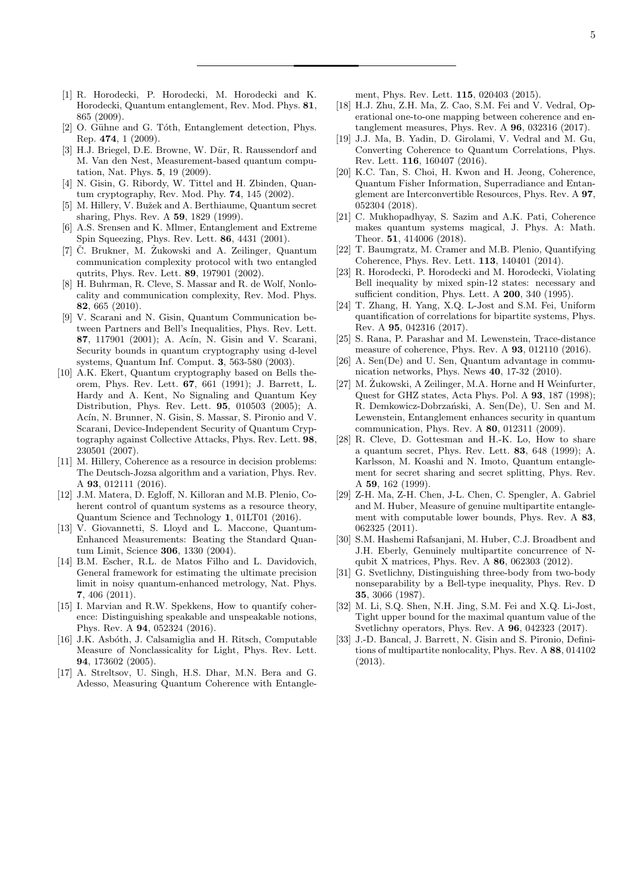[1] R. Horodecki, P. Horodecki, M. Horodecki and K. Horodecki, Quantum entanglement, Rev. Mod. Phys. **81**, 865 (2009).

[2] O. Gühne and G. Tóth, Entanglement detection, Phys. Rep. **474**, 1 (2009).

[3] H.J. Briegel, D.E. Browne, W. Dür, R. Raussendorf and M. Van den Nest, Measurement-based quantum computation, Nat. Phys. **5**, 19 (2009).

[4] N. Gisin, G. Ribordy, W. Tittel and H. Zbinden, Quantum cryptography, Rev. Mod. Phy. **74**, 145 (2002).

[5] M. Hillery, V. Bužek and A. Berthiaume, Quantum secret sharing, Phys. Rev. A **59**, 1829 (1999).

[6] A.S. Srensen and K. Mlmer, Entanglement and Extreme Spin Squeezing, Phys. Rev. Lett. **86**, 4431 (2001).

[7] Č. Brukner, M. Żukowski and A. Zeilinger, Quantum communication complexity protocol with two entangled qutrits, Phys. Rev. Lett. **89**, 197901 (2002).

[8] H. Buhrman, R. Cleve, S. Massar and R. de Wolf, Nonlocality and communication complexity, Rev. Mod. Phys. **82**, 665 (2010).

[9] V. Scarani and N. Gisin, Quantum Communication between Partners and Bell's Inequalities, Phys. Rev. Lett. **87**, 117901 (2001); A. Acín, N. Gisin and V. Scarani, Security bounds in quantum cryptography using d-level systems, Quantum Inf. Comput. **3**, 563-580 (2003).

[10] A.K. Ekert, Quantum cryptography based on Bells theorem, Phys. Rev. Lett. **67**, 661 (1991); J. Barrett, L. Hardy and A. Kent, No Signaling and Quantum Key Distribution, Phys. Rev. Lett. **95**, 010503 (2005); A. Acín, N. Brunner, N. Gisin, S. Massar, S. Pironio and V. Scarani, Device-Independent Security of Quantum Cryptography against Collective Attacks, Phys. Rev. Lett. **98**, 230501 (2007).

[11] M. Hillery, Coherence as a resource in decision problems: The Deutsch-Jozsa algorithm and a variation, Phys. Rev. A **93**, 012111 (2016).

[12] J.M. Matera, D. Egloff, N. Killoran and M.B. Plenio, Coherent control of quantum systems as a resource theory, Quantum Science and Technology **1**, 01LT01 (2016).

[13] V. Giovannetti, S. Lloyd and L. Maccone, Quantum-Enhanced Measurements: Beating the Standard Quantum Limit, Science **306**, 1330 (2004).

[14] B.M. Escher, R.L. de Matos Filho and L. Davidovich, General framework for estimating the ultimate precision limit in noisy quantum-enhanced metrology, Nat. Phys. **7**, 406 (2011).

[15] I. Marvian and R.W. Spekkens, How to quantify coherence: Distinguishing speakable and unspeakable notions, Phys. Rev. A **94**, 052324 (2016).

[16] J.K. Asbóth, J. Calsamiglia and H. Ritsch, Computable Measure of Nonclassicality for Light, Phys. Rev. Lett. **94**, 173602 (2005).

[17] A. Streltsov, U. Singh, H.S. Dhar, M.N. Bera and G. Adesso, Measuring Quantum Coherence with Entanglement, Phys. Rev. Lett. **115**, 020403 (2015).

[18] H.J. Zhu, Z.H. Ma, Z. Cao, S.M. Fei and V. Vedral, Operational one-to-one mapping between coherence and entanglement measures, Phys. Rev. A **96**, 032316 (2017).

[19] J.J. Ma, B. Yadin, D. Girolami, V. Vedral and M. Gu, Converting Coherence to Quantum Correlations, Phys. Rev. Lett. **116**, 160407 (2016).

[20] K.C. Tan, S. Choi, H. Kwon and H. Jeong, Coherence, Quantum Fisher Information, Superradiance and Entanglement are Interconvertible Resources, Phys. Rev. A **97**, 052304 (2018).

[21] C. Mukhopadhyay, S. Sazim and A.K. Pati, Coherence makes quantum systems magical, J. Phys. A: Math. Theor. **51**, 414006 (2018).

[22] T. Baumgratz, M. Cramer and M.B. Plenio, Quantifying Coherence, Phys. Rev. Lett. **113**, 140401 (2014).

[23] R. Horodecki, P. Horodecki and M. Horodecki, Violating Bell inequality by mixed spin-12 states: necessary and sufficient condition, Phys. Lett. A **200**, 340 (1995).

[24] T. Zhang, H. Yang, X.Q. L-Jost and S.M. Fei, Uniform quantification of correlations for bipartite systems, Phys. Rev. A **95**, 042316 (2017).

[25] S. Rana, P. Parashar and M. Lewenstein, Trace-distance measure of coherence, Phys. Rev. A **93**, 012110 (2016).

[26] A. Sen(De) and U. Sen, Quantum advantage in communication networks, Phys. News **40**, 17-32 (2010).

[27] M. Żukowski, A Zeilinger, M.A. Horne and H Weinfurter, Quest for GHZ states, Acta Phys. Pol. A **93**, 187 (1998); R. Demkowicz-Dobrzański, A. Sen(De), U. Sen and M. Lewenstein, Entanglement enhances security in quantum communication, Phys. Rev. A **80**, 012311 (2009).

[28] R. Cleve, D. Gottesman and H.-K. Lo, How to share a quantum secret, Phys. Rev. Lett. **83**, 648 (1999); A. Karlsson, M. Koashi and N. Imoto, Quantum entanglement for secret sharing and secret splitting, Phys. Rev. A **59**, 162 (1999).

[29] Z-H. Ma, Z-H. Chen, J-L. Chen, C. Spengler, A. Gabriel and M. Huber, Measure of genuine multipartite entanglement with computable lower bounds, Phys. Rev. A **83**, 062325 (2011).

[30] S.M. Hashemi Rafsanjani, M. Huber, C.J. Broadbent and J.H. Eberly, Genuinely multipartite concurrence of N-qubit X matrices, Phys. Rev. A **86**, 062303 (2012).

[31] G. Svetlichny, Distinguishing three-body from two-body nonseparability by a Bell-type inequality, Phys. Rev. D **35**, 3066 (1987).

[32] M. Li, S.Q. Shen, N.H. Jing, S.M. Fei and X.Q. Li-Jost, Tight upper bound for the maximal quantum value of the Svetlichny operators, Phys. Rev. A **96**, 042323 (2017).

[33] J.-D. Bancal, J. Barrett, N. Gisin and S. Pironio, Definitions of multipartite nonlocality, Phys. Rev. A **88**, 014102 (2013).